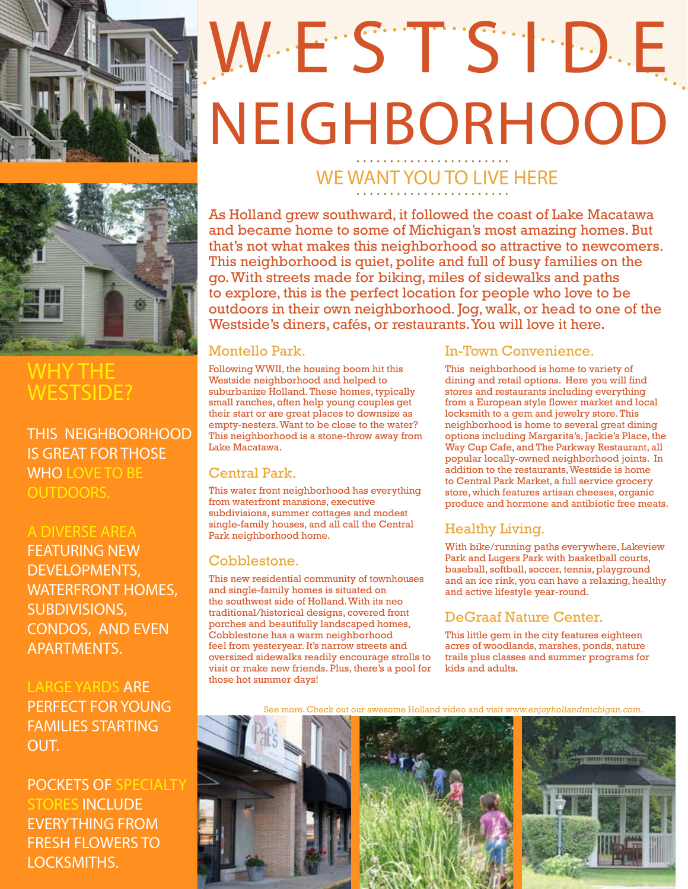# WESTSIDE NEIGHBORHOOD

## WE WANT YOU TO LIVE HERE

As Holland grew southward, it followed the coast of Lake Macatawa and became home to some of Michigan's most amazing homes. But that's not what makes this neighborhood so attractive to newcomers. This neighborhood is quiet, polite and full of busy families on the go. With streets made for biking, miles of sidewalks and paths to explore, this is the perfect location for people who love to be outdoors in their own neighborhood. Jog, walk, or head to one of the Westside's diners, cafés, or restaurants. You will love it here.

### Montello Park.

Following WWII, the housing boom hit this Westside neighborhood and helped to suburbanize Holland. These homes, typically small ranches, often help young couples get their start or are great places to downsize as empty-nesters. Want to be close to the water? This neighborhood is a stone-throw away from Lake Macatawa.

### Central Park.

This water front neighborhood has everything from waterfront mansions, executive subdivisions, summer cottages and modest single-family houses, and all call the Central Park neighborhood home.

### Cobblestone.

This new residential community of townhouses and single-family homes is situated on the southwest side of Holland. With its neo traditional/historical designs, covered front porches and beautifully landscaped homes, Cobblestone has a warm neighborhood feel from yesteryear. It's narrow streets and oversized sidewalks readily encourage strolls to visit or make new friends. Plus, there's a pool for those hot summer days!

### In-Town Convenience.

This neighborhood is home to variety of dining and retail options. Here you will find stores and restaurants including everything from a European style flower market and local locksmith to a gem and jewelry store. This neighborhood is home to several great dining options including Margarita's, Jackie's Place, the Way Cup Cafe, and The Parkway Restaurant, all popular locally-owned neighborhood joints. In addition to the restaurants, Westside is home to Central Park Market, a full service grocery store, which features artisan cheeses, organic produce and hormone and antibiotic free meats.

### Healthy Living.

With bike/running paths everywhere, Lakeview Park and Lugers Park with basketball courts, baseball, softball, soccer, tennis, playground and an ice rink, you can have a relaxing, healthy and active lifestyle year-round.

### DeGraaf Nature Center.

This little gem in the city features eighteen acres of woodlands, marshes, ponds, nature trails plus classes and summer programs for kids and adults.

See more. Check out our awesome Holland video and visit *www.enjoyhollandmichigan.com.*

## WHY THE WESTSIDE?

THIS NEIGHBOORHOOD IS GREAT FOR THOSE WHO LOVE TO BE OUTDOORS.

A DIVERSE AREA FEATURING NEW DEVELOPMENTS, WATERFRONT HOMES, SUBDIVISIONS, CONDOS, AND EVEN APARTMENTS.

LARGE YARDS ARE PERFECT FOR YOUNG FAMILIES STARTING OUT.

POCKETS OF SPECIALTY STORES INCLUDE EVERYTHING FROM FRESH FLOWERS TO LOCKSMITHS.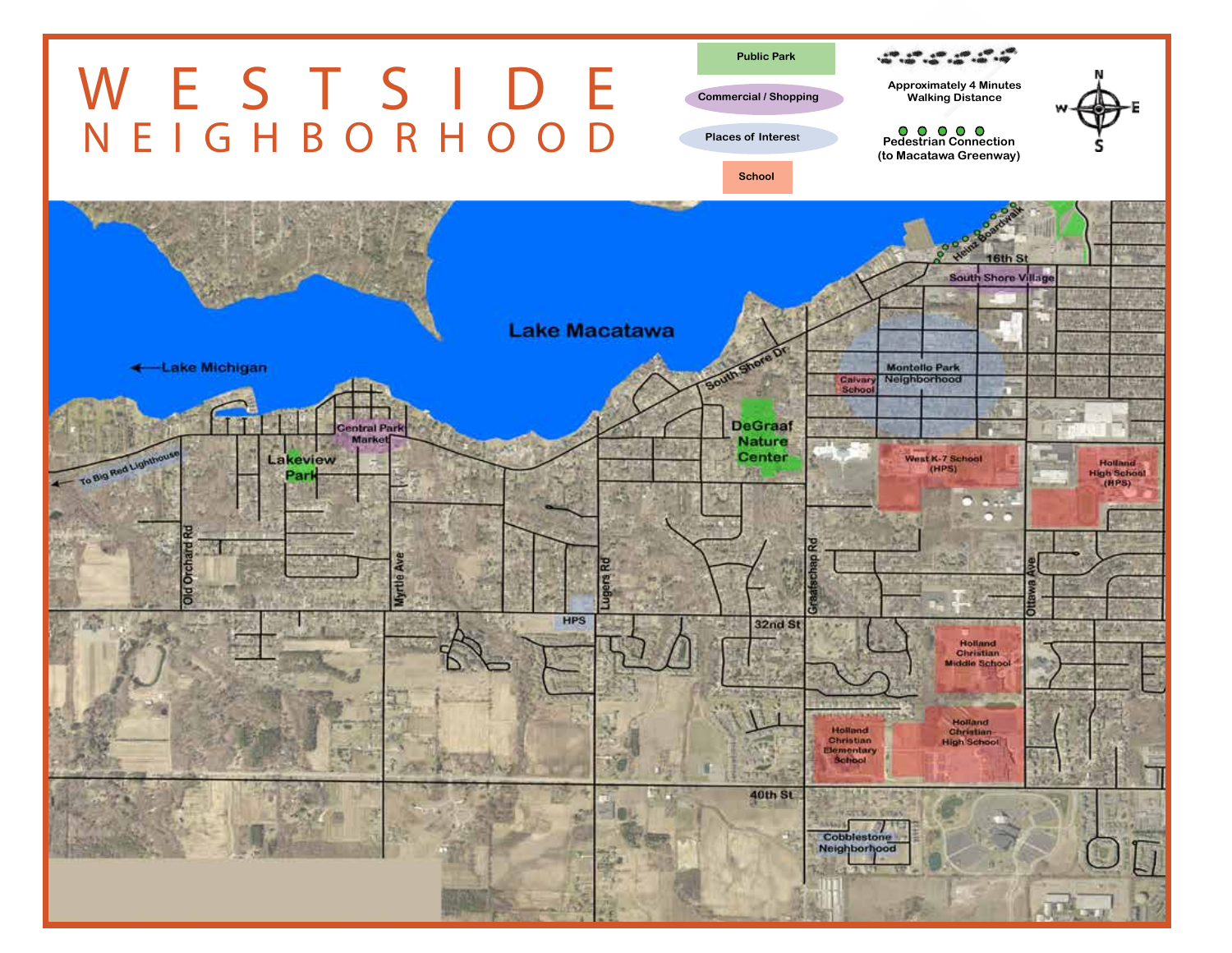# WESTSIDE NEIGHBORHOOD

Public Park

Commercial / Shopping

Places of Interest

School

Approximately 4 Minutes Walking Distance

Pedestrian Connection (to Macatawa Greenway)

N
W E
S

Lake Macatawa

Lake Michigan

To Big Red Lighthouse

Heinz Boardwalk

16th St

South Shore Village

South Shore Dr

Montello Park Neighborhood

Calvary School

Central Park Market

Lakeview Park

DeGraaf Nature Center

West K-7 School (HPS)

Holland High School (HPS)

Old Orchard Rd

Myrtle Ave

Lugers Rd

Graafschap Rd

Ottawa Ave

HPS

32nd St

Holland Christian Middle School

Holland Christian Elementary School

Holland Christian High School

40th St

Cobblestone Neighborhood